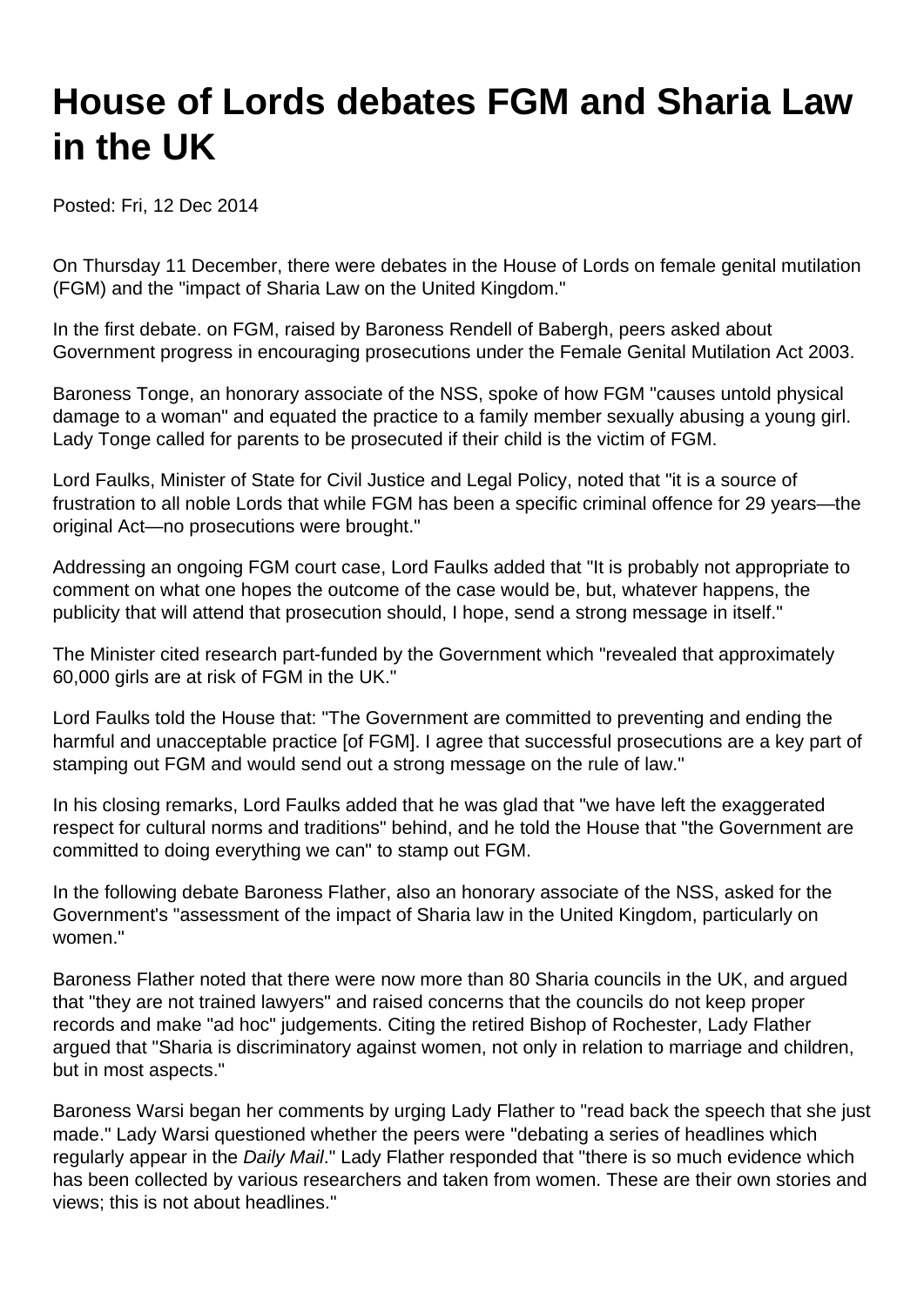# House of Lords debates FGM and Sharia Law in the UK

Posted: Fri, 12 Dec 2014

On Thursday 11 December, there were debates in the House of Lords on female genital mutilation (FGM) and the "impact of Sharia Law on the United Kingdom."

In the first debate. on FGM, raised by Baroness Rendell of Babergh, peers asked about Government progress in encouraging prosecutions under the Female Genital Mutilation Act 2003.

Baroness Tonge, an honorary associate of the NSS, spoke of how FGM "causes untold physical damage to a woman" and equated the practice to a family member sexually abusing a young girl. Lady Tonge called for parents to be prosecuted if their child is the victim of FGM.

Lord Faulks, Minister of State for Civil Justice and Legal Policy, noted that "it is a source of frustration to all noble Lords that while FGM has been a specific criminal offence for 29 years—the original Act—no prosecutions were brought."

Addressing an ongoing FGM court case, Lord Faulks added that "It is probably not appropriate to comment on what one hopes the outcome of the case would be, but, whatever happens, the publicity that will attend that prosecution should, I hope, send a strong message in itself."

The Minister cited research part-funded by the Government which "revealed that approximately 60,000 girls are at risk of FGM in the UK."

Lord Faulks told the House that: "The Government are committed to preventing and ending the harmful and unacceptable practice [of FGM]. I agree that successful prosecutions are a key part of stamping out FGM and would send out a strong message on the rule of law."

In his closing remarks, Lord Faulks added that he was glad that "we have left the exaggerated respect for cultural norms and traditions" behind, and he told the House that "the Government are committed to doing everything we can" to stamp out FGM.

In the following debate Baroness Flather, also an honorary associate of the NSS, asked for the Government's "assessment of the impact of Sharia law in the United Kingdom, particularly on women."

Baroness Flather noted that there were now more than 80 Sharia councils in the UK, and argued that "they are not trained lawyers" and raised concerns that the councils do not keep proper records and make "ad hoc" judgements. Citing the retired Bishop of Rochester, Lady Flather argued that "Sharia is discriminatory against women, not only in relation to marriage and children, but in most aspects."

Baroness Warsi began her comments by urging Lady Flather to "read back the speech that she just made." Lady Warsi questioned whether the peers were "debating a series of headlines which regularly appear in the *Daily Mail*." Lady Flather responded that "there is so much evidence which has been collected by various researchers and taken from women. These are their own stories and views; this is not about headlines."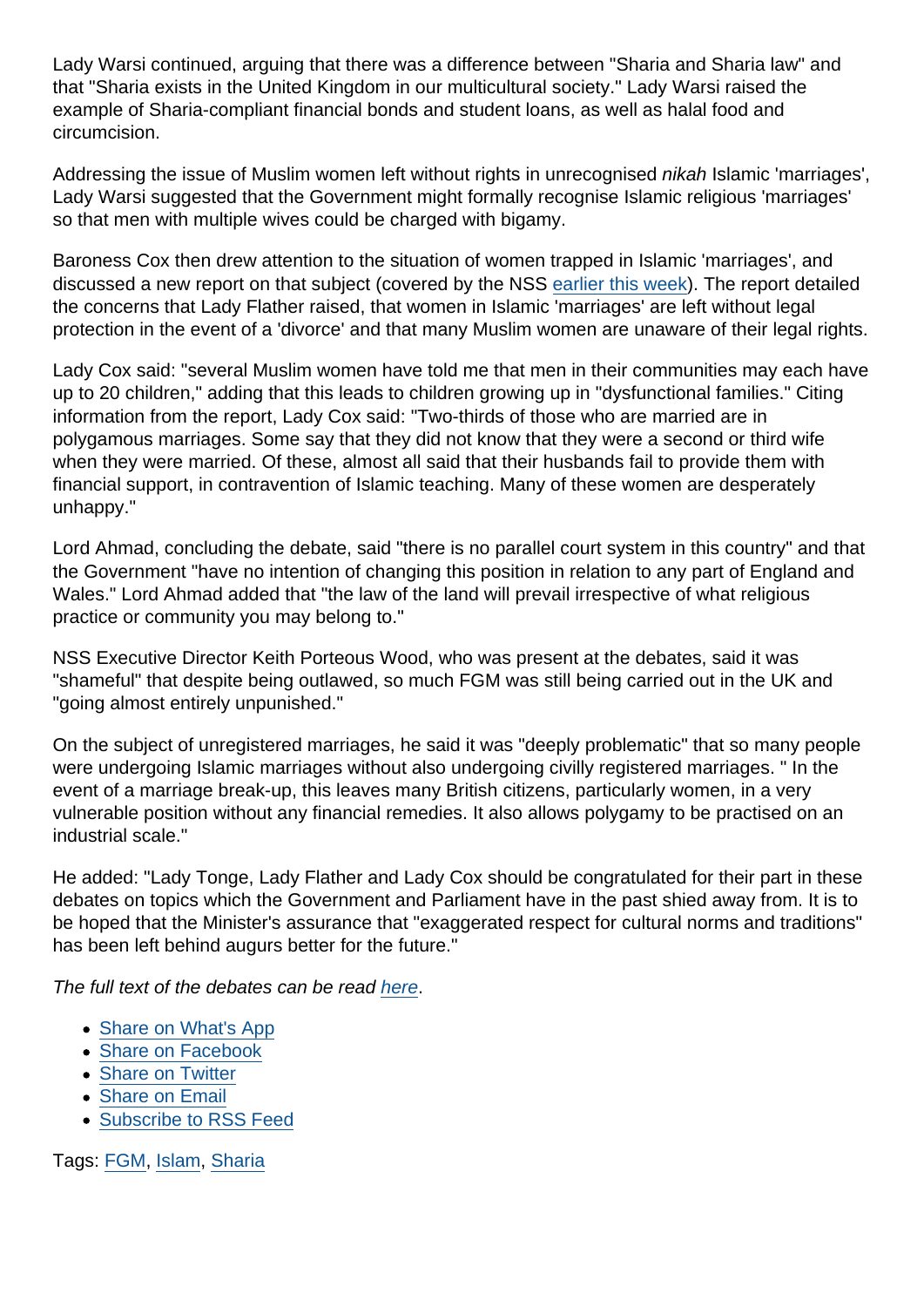Lady Warsi continued, arguing that there was a difference between "Sharia and Sharia law" and that "Sharia exists in the United Kingdom in our multicultural society." Lady Warsi raised the example of Sharia-compliant financial bonds and student loans, as well as halal food and circumcision.

Addressing the issue of Muslim women left without rights in unrecognised *nikah* Islamic 'marriages', Lady Warsi suggested that the Government might formally recognise Islamic religious 'marriages' so that men with multiple wives could be charged with bigamy.

Baroness Cox then drew attention to the situation of women trapped in Islamic 'marriages', and discussed a new report on that subject (covered by the NSS [earlier this week]()). The report detailed the concerns that Lady Flather raised, that women in Islamic 'marriages' are left without legal protection in the event of a 'divorce' and that many Muslim women are unaware of their legal rights.

Lady Cox said: "several Muslim women have told me that men in their communities may each have up to 20 children," adding that this leads to children growing up in "dysfunctional families." Citing information from the report, Lady Cox said: "Two-thirds of those who are married are in polygamous marriages. Some say that they did not know that they were a second or third wife when they were married. Of these, almost all said that their husbands fail to provide them with financial support, in contravention of Islamic teaching. Many of these women are desperately unhappy."

Lord Ahmad, concluding the debate, said "there is no parallel court system in this country" and that the Government "have no intention of changing this position in relation to any part of England and Wales." Lord Ahmad added that "the law of the land will prevail irrespective of what religious practice or community you may belong to."

NSS Executive Director Keith Porteous Wood, who was present at the debates, said it was "shameful" that despite being outlawed, so much FGM was still being carried out in the UK and "going almost entirely unpunished."

On the subject of unregistered marriages, he said it was "deeply problematic" that so many people were undergoing Islamic marriages without also undergoing civilly registered marriages. " In the event of a marriage break-up, this leaves many British citizens, particularly women, in a very vulnerable position without any financial remedies. It also allows polygamy to be practised on an industrial scale."

He added: "Lady Tonge, Lady Flather and Lady Cox should be congratulated for their part in these debates on topics which the Government and Parliament have in the past shied away from. It is to be hoped that the Minister's assurance that "exaggerated respect for cultural norms and traditions" has been left behind augurs better for the future."

*The full text of the debates can be read [here]().*

- [Share on What's App]()
- [Share on Facebook]()
- [Share on Twitter]()
- [Share on Email]()
- [Subscribe to RSS Feed]()

Tags: [FGM](), [Islam](), [Sharia]()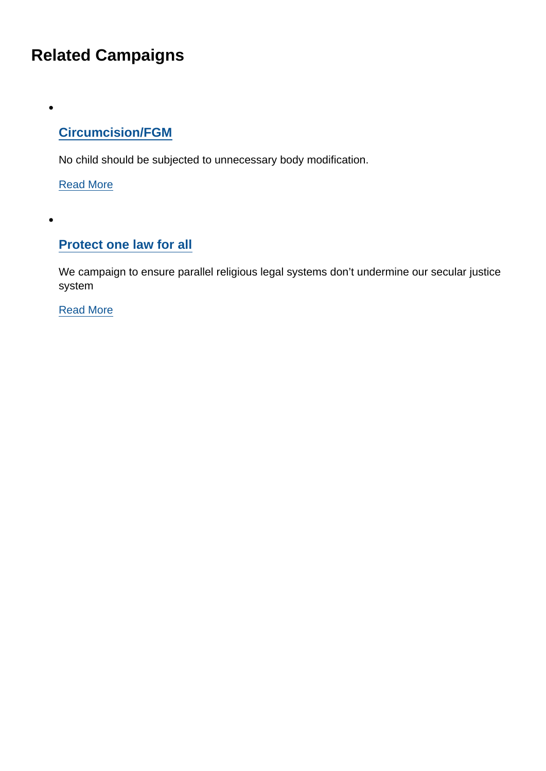## Related Campaigns

- ### Circumcision/FGM

  No child should be subjected to unnecessary body modification.

  Read More

- ### Protect one law for all

  We campaign to ensure parallel religious legal systems don't undermine our secular justice system

  Read More